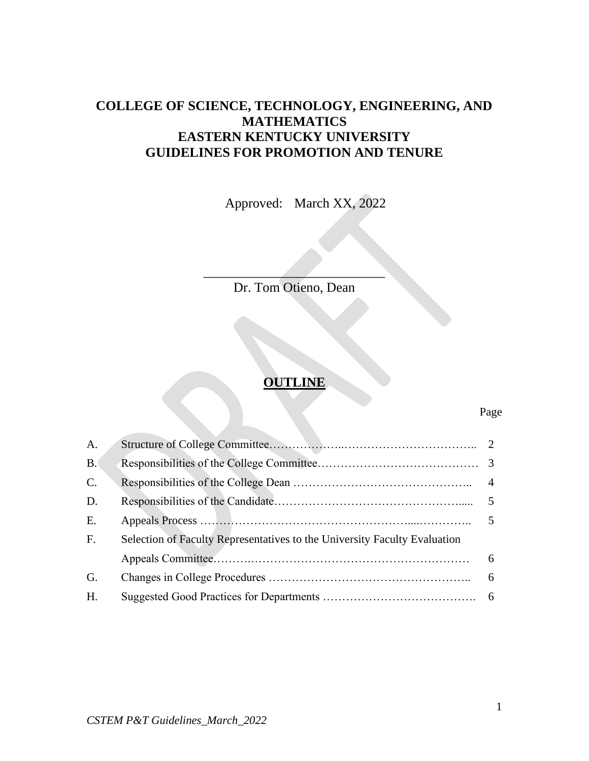# COLLEGE OF SCIENCE, TECHNOLOGY, ENGINEERING, AND MATHEMATICS
# EASTERN KENTUCKY UNIVERSITY
# GUIDELINES FOR PROMOTION AND TENURE

Approved: March XX, 2022

\_\_\_\_\_\_\_\_\_\_\_\_\_\_\_\_\_\_\_\_\_\_\_\_\_\_\_\_

Dr. Tom Otieno, Dean

## OUTLINE

| | | Page |
|---|---|---|
| A. | Structure of College Committee | 2 |
| B. | Responsibilities of the College Committee | 3 |
| C. | Responsibilities of the College Dean | 4 |
| D. | Responsibilities of the Candidate | 5 |
| E. | Appeals Process | 5 |
| F. | Selection of Faculty Representatives to the University Faculty Evaluation Appeals Committee | 6 |
| G. | Changes in College Procedures | 6 |
| H. | Suggested Good Practices for Departments | 6 |

*CSTEM P&T Guidelines_March_2022*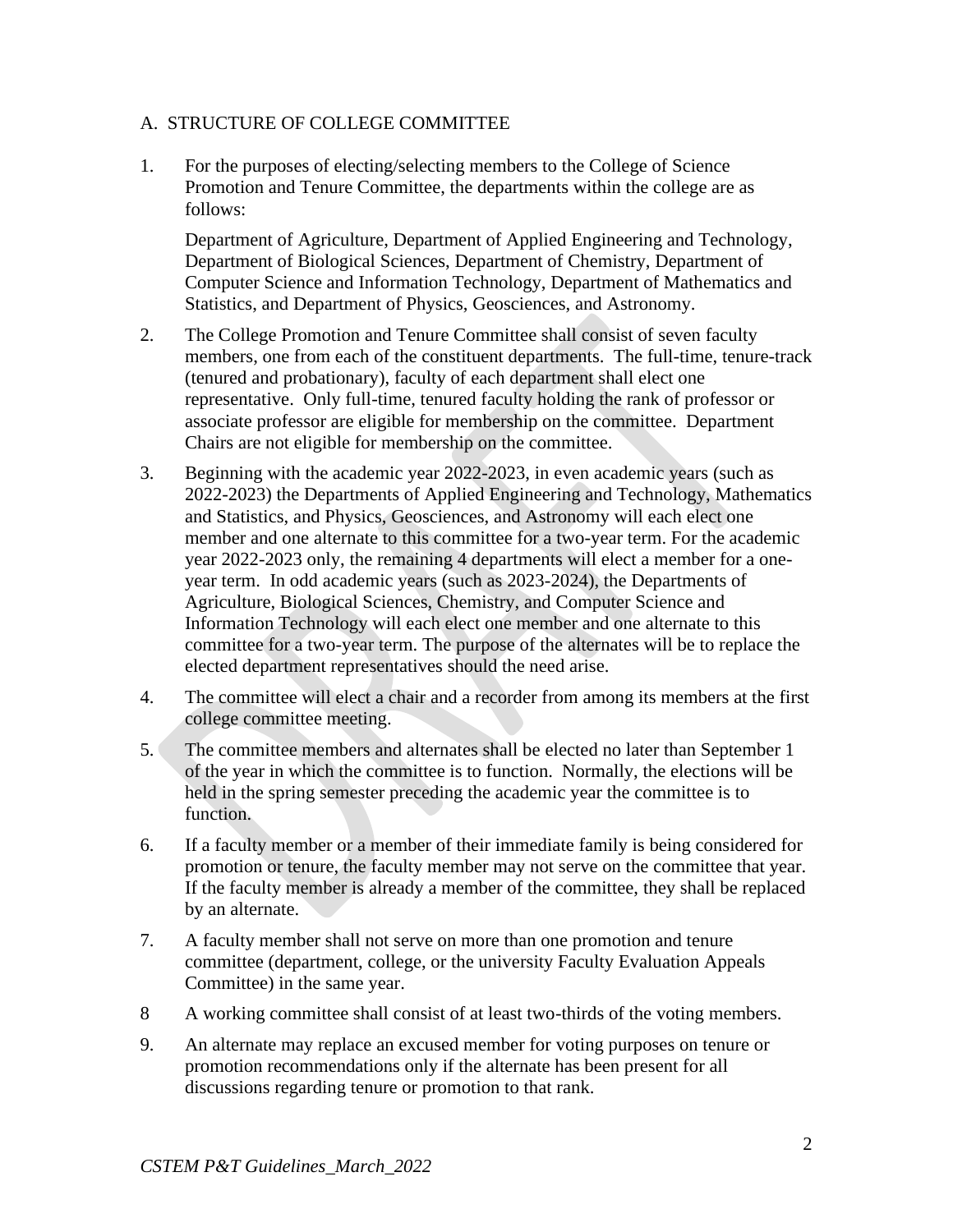## A. STRUCTURE OF COLLEGE COMMITTEE

1. For the purposes of electing/selecting members to the College of Science Promotion and Tenure Committee, the departments within the college are as follows:

   Department of Agriculture, Department of Applied Engineering and Technology, Department of Biological Sciences, Department of Chemistry, Department of Computer Science and Information Technology, Department of Mathematics and Statistics, and Department of Physics, Geosciences, and Astronomy.

2. The College Promotion and Tenure Committee shall consist of seven faculty members, one from each of the constituent departments. The full-time, tenure-track (tenured and probationary), faculty of each department shall elect one representative. Only full-time, tenured faculty holding the rank of professor or associate professor are eligible for membership on the committee. Department Chairs are not eligible for membership on the committee.

3. Beginning with the academic year 2022-2023, in even academic years (such as 2022-2023) the Departments of Applied Engineering and Technology, Mathematics and Statistics, and Physics, Geosciences, and Astronomy will each elect one member and one alternate to this committee for a two-year term. For the academic year 2022-2023 only, the remaining 4 departments will elect a member for a one-year term. In odd academic years (such as 2023-2024), the Departments of Agriculture, Biological Sciences, Chemistry, and Computer Science and Information Technology will each elect one member and one alternate to this committee for a two-year term. The purpose of the alternates will be to replace the elected department representatives should the need arise.

4. The committee will elect a chair and a recorder from among its members at the first college committee meeting.

5. The committee members and alternates shall be elected no later than September 1 of the year in which the committee is to function. Normally, the elections will be held in the spring semester preceding the academic year the committee is to function.

6. If a faculty member or a member of their immediate family is being considered for promotion or tenure, the faculty member may not serve on the committee that year. If the faculty member is already a member of the committee, they shall be replaced by an alternate.

7. A faculty member shall not serve on more than one promotion and tenure committee (department, college, or the university Faculty Evaluation Appeals Committee) in the same year.

8. A working committee shall consist of at least two-thirds of the voting members.

9. An alternate may replace an excused member for voting purposes on tenure or promotion recommendations only if the alternate has been present for all discussions regarding tenure or promotion to that rank.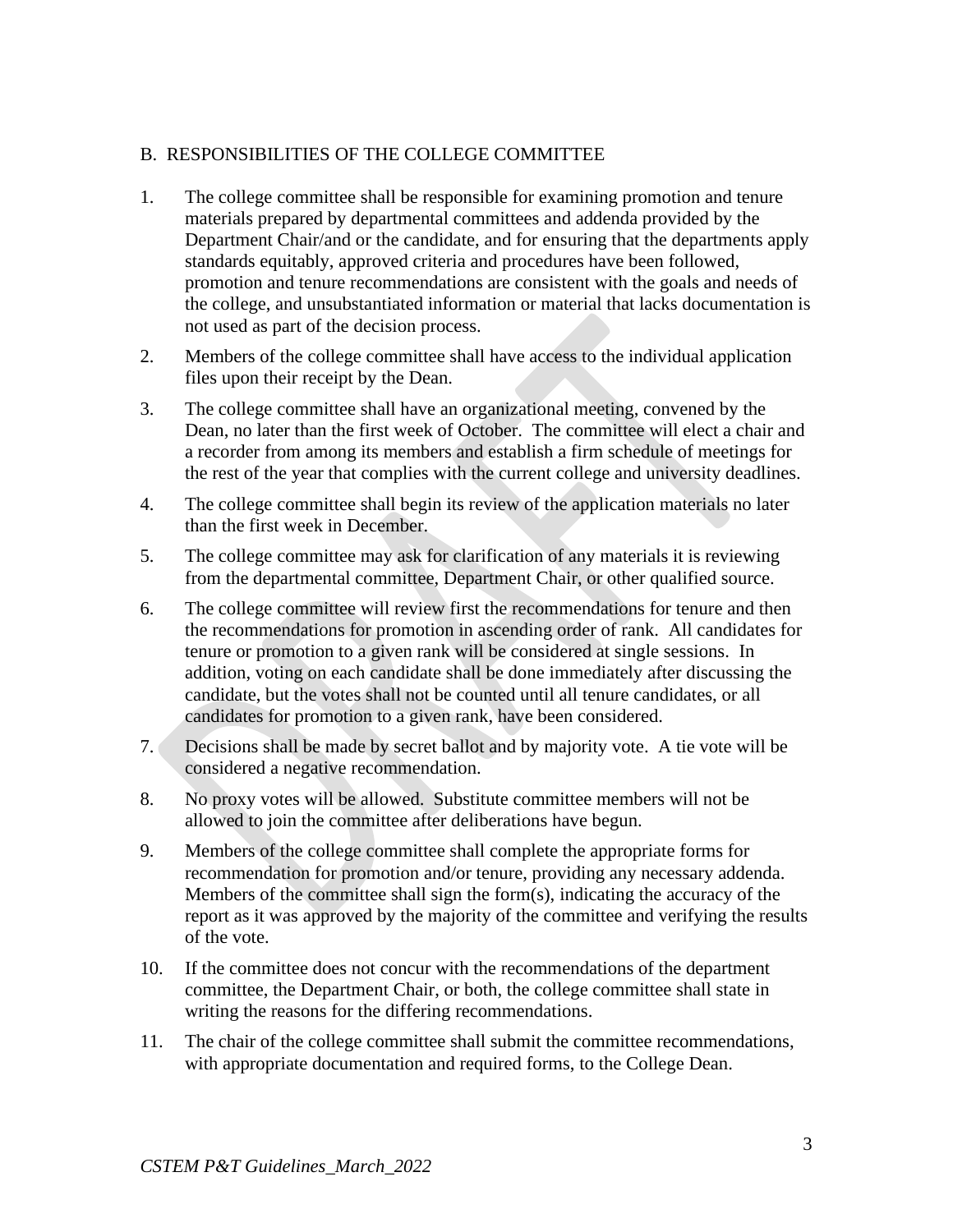## B. RESPONSIBILITIES OF THE COLLEGE COMMITTEE

1. The college committee shall be responsible for examining promotion and tenure materials prepared by departmental committees and addenda provided by the Department Chair/and or the candidate, and for ensuring that the departments apply standards equitably, approved criteria and procedures have been followed, promotion and tenure recommendations are consistent with the goals and needs of the college, and unsubstantiated information or material that lacks documentation is not used as part of the decision process.

2. Members of the college committee shall have access to the individual application files upon their receipt by the Dean.

3. The college committee shall have an organizational meeting, convened by the Dean, no later than the first week of October. The committee will elect a chair and a recorder from among its members and establish a firm schedule of meetings for the rest of the year that complies with the current college and university deadlines.

4. The college committee shall begin its review of the application materials no later than the first week in December.

5. The college committee may ask for clarification of any materials it is reviewing from the departmental committee, Department Chair, or other qualified source.

6. The college committee will review first the recommendations for tenure and then the recommendations for promotion in ascending order of rank. All candidates for tenure or promotion to a given rank will be considered at single sessions. In addition, voting on each candidate shall be done immediately after discussing the candidate, but the votes shall not be counted until all tenure candidates, or all candidates for promotion to a given rank, have been considered.

7. Decisions shall be made by secret ballot and by majority vote. A tie vote will be considered a negative recommendation.

8. No proxy votes will be allowed. Substitute committee members will not be allowed to join the committee after deliberations have begun.

9. Members of the college committee shall complete the appropriate forms for recommendation for promotion and/or tenure, providing any necessary addenda. Members of the committee shall sign the form(s), indicating the accuracy of the report as it was approved by the majority of the committee and verifying the results of the vote.

10. If the committee does not concur with the recommendations of the department committee, the Department Chair, or both, the college committee shall state in writing the reasons for the differing recommendations.

11. The chair of the college committee shall submit the committee recommendations, with appropriate documentation and required forms, to the College Dean.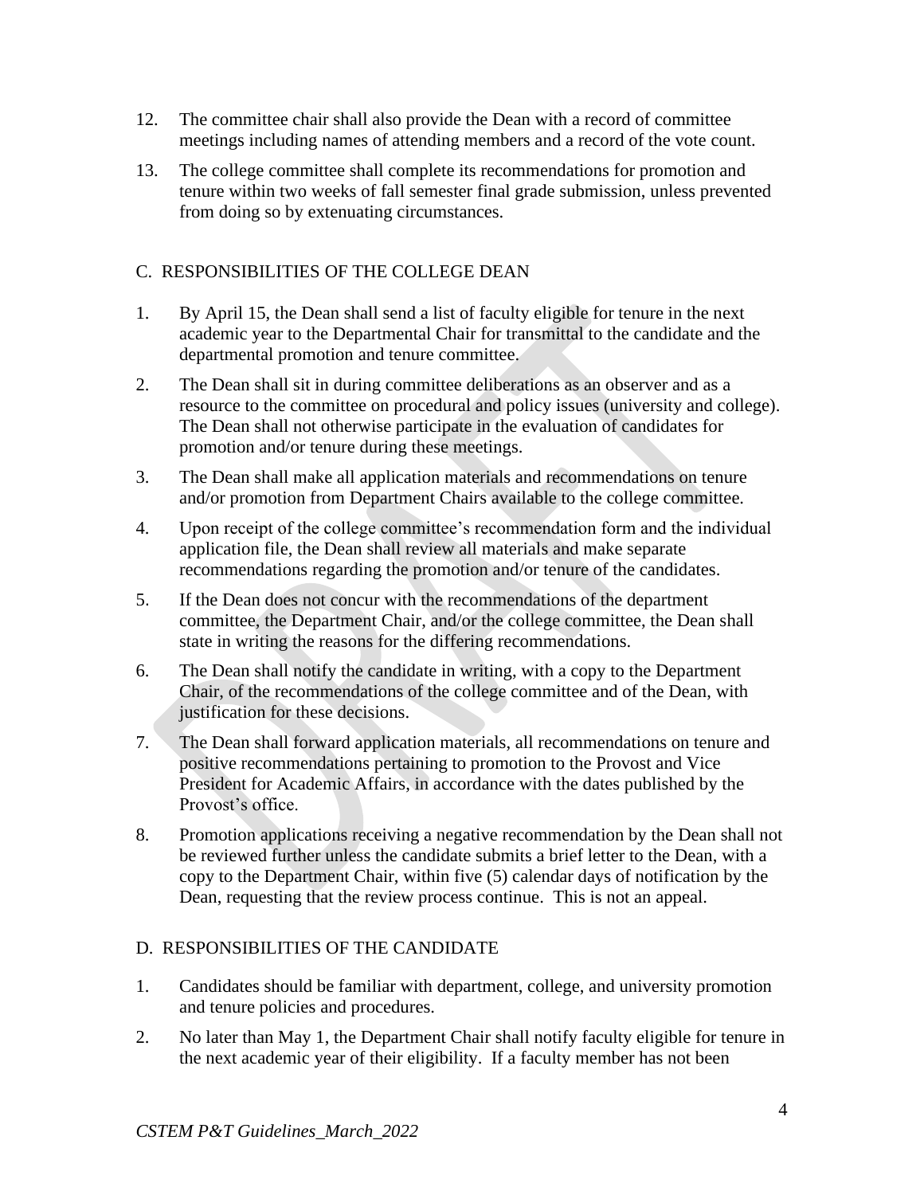12. The committee chair shall also provide the Dean with a record of committee meetings including names of attending members and a record of the vote count.

13. The college committee shall complete its recommendations for promotion and tenure within two weeks of fall semester final grade submission, unless prevented from doing so by extenuating circumstances.

## C. RESPONSIBILITIES OF THE COLLEGE DEAN

1. By April 15, the Dean shall send a list of faculty eligible for tenure in the next academic year to the Departmental Chair for transmittal to the candidate and the departmental promotion and tenure committee.

2. The Dean shall sit in during committee deliberations as an observer and as a resource to the committee on procedural and policy issues (university and college). The Dean shall not otherwise participate in the evaluation of candidates for promotion and/or tenure during these meetings.

3. The Dean shall make all application materials and recommendations on tenure and/or promotion from Department Chairs available to the college committee.

4. Upon receipt of the college committee's recommendation form and the individual application file, the Dean shall review all materials and make separate recommendations regarding the promotion and/or tenure of the candidates.

5. If the Dean does not concur with the recommendations of the department committee, the Department Chair, and/or the college committee, the Dean shall state in writing the reasons for the differing recommendations.

6. The Dean shall notify the candidate in writing, with a copy to the Department Chair, of the recommendations of the college committee and of the Dean, with justification for these decisions.

7. The Dean shall forward application materials, all recommendations on tenure and positive recommendations pertaining to promotion to the Provost and Vice President for Academic Affairs, in accordance with the dates published by the Provost's office.

8. Promotion applications receiving a negative recommendation by the Dean shall not be reviewed further unless the candidate submits a brief letter to the Dean, with a copy to the Department Chair, within five (5) calendar days of notification by the Dean, requesting that the review process continue. This is not an appeal.

## D. RESPONSIBILITIES OF THE CANDIDATE

1. Candidates should be familiar with department, college, and university promotion and tenure policies and procedures.

2. No later than May 1, the Department Chair shall notify faculty eligible for tenure in the next academic year of their eligibility. If a faculty member has not been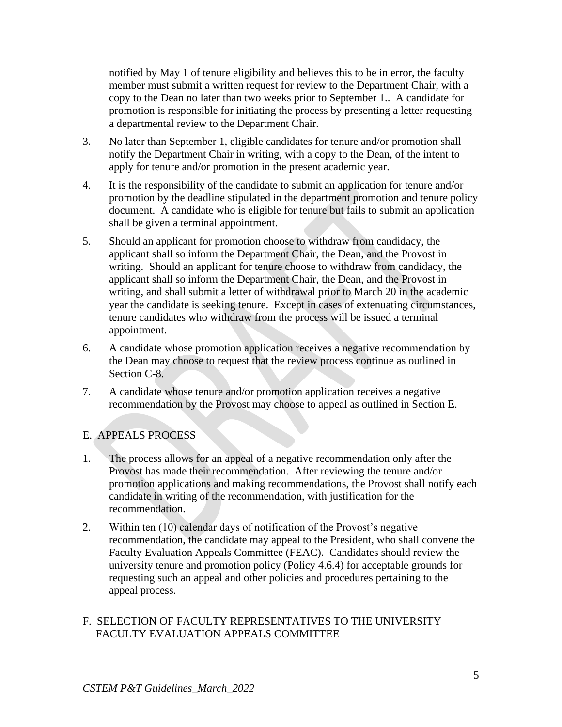notified by May 1 of tenure eligibility and believes this to be in error, the faculty member must submit a written request for review to the Department Chair, with a copy to the Dean no later than two weeks prior to September 1.. A candidate for promotion is responsible for initiating the process by presenting a letter requesting a departmental review to the Department Chair.

3. No later than September 1, eligible candidates for tenure and/or promotion shall notify the Department Chair in writing, with a copy to the Dean, of the intent to apply for tenure and/or promotion in the present academic year.

4. It is the responsibility of the candidate to submit an application for tenure and/or promotion by the deadline stipulated in the department promotion and tenure policy document. A candidate who is eligible for tenure but fails to submit an application shall be given a terminal appointment.

5. Should an applicant for promotion choose to withdraw from candidacy, the applicant shall so inform the Department Chair, the Dean, and the Provost in writing. Should an applicant for tenure choose to withdraw from candidacy, the applicant shall so inform the Department Chair, the Dean, and the Provost in writing, and shall submit a letter of withdrawal prior to March 20 in the academic year the candidate is seeking tenure. Except in cases of extenuating circumstances, tenure candidates who withdraw from the process will be issued a terminal appointment.

6. A candidate whose promotion application receives a negative recommendation by the Dean may choose to request that the review process continue as outlined in Section C-8.

7. A candidate whose tenure and/or promotion application receives a negative recommendation by the Provost may choose to appeal as outlined in Section E.

## E. APPEALS PROCESS

1. The process allows for an appeal of a negative recommendation only after the Provost has made their recommendation. After reviewing the tenure and/or promotion applications and making recommendations, the Provost shall notify each candidate in writing of the recommendation, with justification for the recommendation.

2. Within ten (10) calendar days of notification of the Provost's negative recommendation, the candidate may appeal to the President, who shall convene the Faculty Evaluation Appeals Committee (FEAC). Candidates should review the university tenure and promotion policy (Policy 4.6.4) for acceptable grounds for requesting such an appeal and other policies and procedures pertaining to the appeal process.

## F. SELECTION OF FACULTY REPRESENTATIVES TO THE UNIVERSITY FACULTY EVALUATION APPEALS COMMITTEE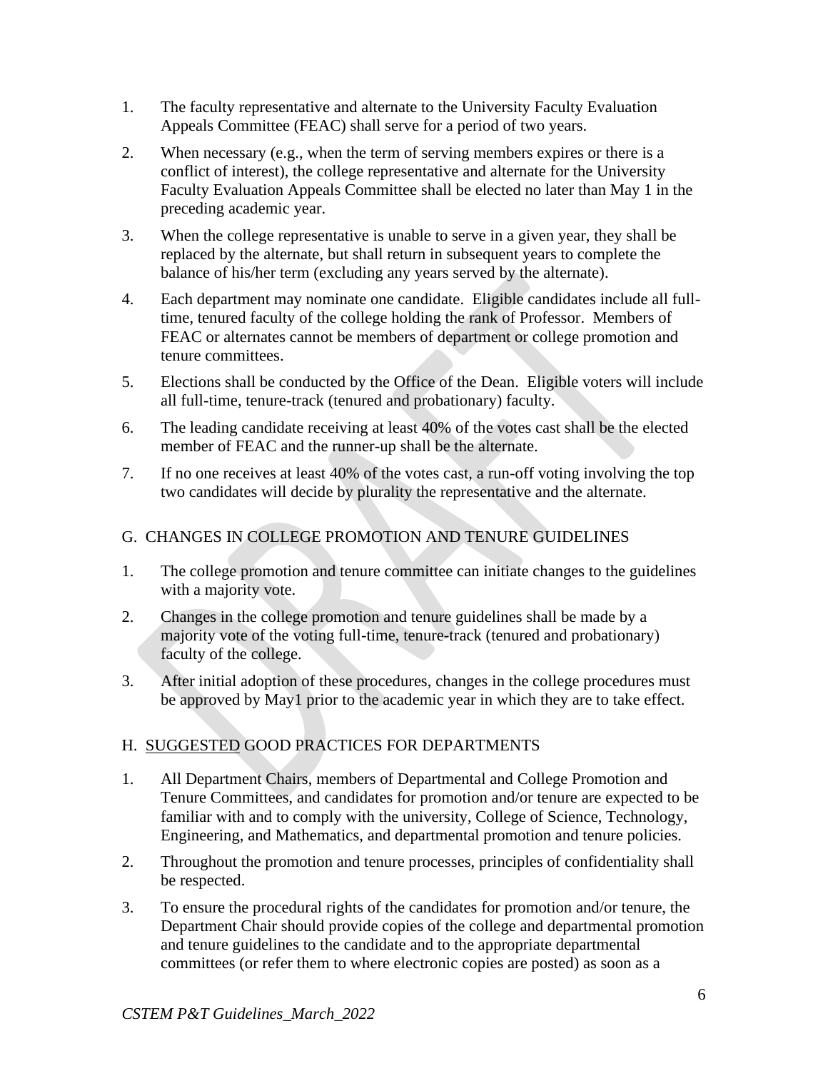1. The faculty representative and alternate to the University Faculty Evaluation Appeals Committee (FEAC) shall serve for a period of two years.

2. When necessary (e.g., when the term of serving members expires or there is a conflict of interest), the college representative and alternate for the University Faculty Evaluation Appeals Committee shall be elected no later than May 1 in the preceding academic year.

3. When the college representative is unable to serve in a given year, they shall be replaced by the alternate, but shall return in subsequent years to complete the balance of his/her term (excluding any years served by the alternate).

4. Each department may nominate one candidate. Eligible candidates include all full-time, tenured faculty of the college holding the rank of Professor. Members of FEAC or alternates cannot be members of department or college promotion and tenure committees.

5. Elections shall be conducted by the Office of the Dean. Eligible voters will include all full-time, tenure-track (tenured and probationary) faculty.

6. The leading candidate receiving at least 40% of the votes cast shall be the elected member of FEAC and the runner-up shall be the alternate.

7. If no one receives at least 40% of the votes cast, a run-off voting involving the top two candidates will decide by plurality the representative and the alternate.

## G. CHANGES IN COLLEGE PROMOTION AND TENURE GUIDELINES

1. The college promotion and tenure committee can initiate changes to the guidelines with a majority vote.

2. Changes in the college promotion and tenure guidelines shall be made by a majority vote of the voting full-time, tenure-track (tenured and probationary) faculty of the college.

3. After initial adoption of these procedures, changes in the college procedures must be approved by May1 prior to the academic year in which they are to take effect.

## H. <u>SUGGESTED</u> GOOD PRACTICES FOR DEPARTMENTS

1. All Department Chairs, members of Departmental and College Promotion and Tenure Committees, and candidates for promotion and/or tenure are expected to be familiar with and to comply with the university, College of Science, Technology, Engineering, and Mathematics, and departmental promotion and tenure policies.

2. Throughout the promotion and tenure processes, principles of confidentiality shall be respected.

3. To ensure the procedural rights of the candidates for promotion and/or tenure, the Department Chair should provide copies of the college and departmental promotion and tenure guidelines to the candidate and to the appropriate departmental committees (or refer them to where electronic copies are posted) as soon as a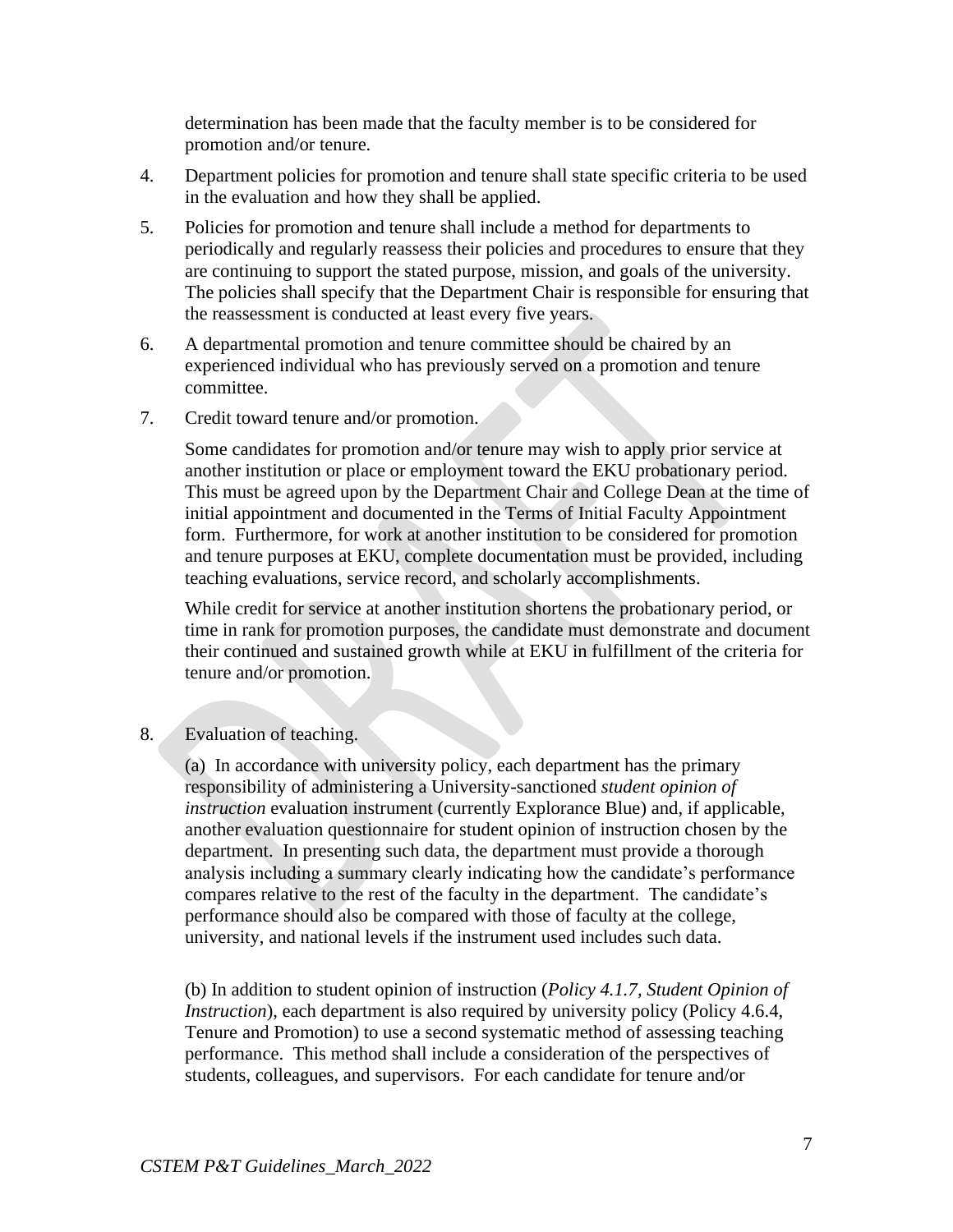determination has been made that the faculty member is to be considered for promotion and/or tenure.

4. Department policies for promotion and tenure shall state specific criteria to be used in the evaluation and how they shall be applied.

5. Policies for promotion and tenure shall include a method for departments to periodically and regularly reassess their policies and procedures to ensure that they are continuing to support the stated purpose, mission, and goals of the university. The policies shall specify that the Department Chair is responsible for ensuring that the reassessment is conducted at least every five years.

6. A departmental promotion and tenure committee should be chaired by an experienced individual who has previously served on a promotion and tenure committee.

7. Credit toward tenure and/or promotion.

   Some candidates for promotion and/or tenure may wish to apply prior service at another institution or place or employment toward the EKU probationary period. This must be agreed upon by the Department Chair and College Dean at the time of initial appointment and documented in the Terms of Initial Faculty Appointment form. Furthermore, for work at another institution to be considered for promotion and tenure purposes at EKU, complete documentation must be provided, including teaching evaluations, service record, and scholarly accomplishments.

   While credit for service at another institution shortens the probationary period, or time in rank for promotion purposes, the candidate must demonstrate and document their continued and sustained growth while at EKU in fulfillment of the criteria for tenure and/or promotion.

8. Evaluation of teaching.

   (a) In accordance with university policy, each department has the primary responsibility of administering a University-sanctioned *student opinion of instruction* evaluation instrument (currently Explorance Blue) and, if applicable, another evaluation questionnaire for student opinion of instruction chosen by the department. In presenting such data, the department must provide a thorough analysis including a summary clearly indicating how the candidate's performance compares relative to the rest of the faculty in the department. The candidate's performance should also be compared with those of faculty at the college, university, and national levels if the instrument used includes such data.

   (b) In addition to student opinion of instruction (*Policy 4.1.7, Student Opinion of Instruction*), each department is also required by university policy (Policy 4.6.4, Tenure and Promotion) to use a second systematic method of assessing teaching performance. This method shall include a consideration of the perspectives of students, colleagues, and supervisors. For each candidate for tenure and/or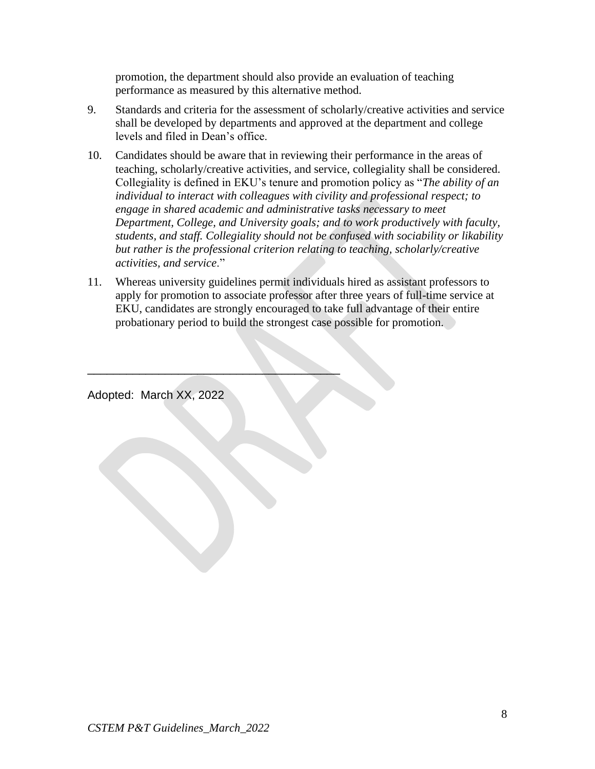promotion, the department should also provide an evaluation of teaching performance as measured by this alternative method.

9. Standards and criteria for the assessment of scholarly/creative activities and service shall be developed by departments and approved at the department and college levels and filed in Dean's office.

10. Candidates should be aware that in reviewing their performance in the areas of teaching, scholarly/creative activities, and service, collegiality shall be considered. Collegiality is defined in EKU's tenure and promotion policy as "*The ability of an individual to interact with colleagues with civility and professional respect; to engage in shared academic and administrative tasks necessary to meet Department, College, and University goals; and to work productively with faculty, students, and staff. Collegiality should not be confused with sociability or likability but rather is the professional criterion relating to teaching, scholarly/creative activities, and service*."

11. Whereas university guidelines permit individuals hired as assistant professors to apply for promotion to associate professor after three years of full-time service at EKU, candidates are strongly encouraged to take full advantage of their entire probationary period to build the strongest case possible for promotion.

---

Adopted: March XX, 2022